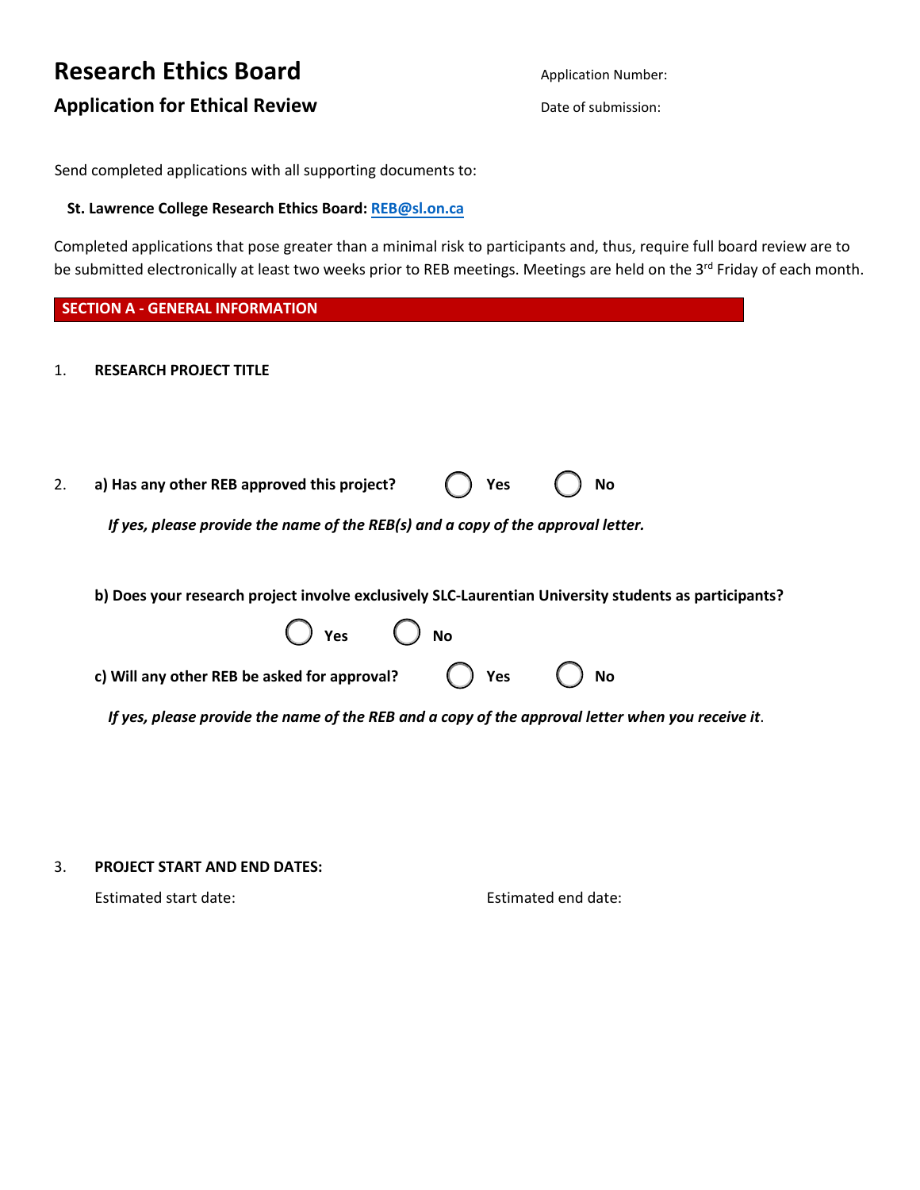# Research Ethics Board

## Application for Ethical Review

Application Number:

Date of submission:

Send completed applications with all supporting documents to:

**St. Lawrence College Research Ethics Board: REB@sl.on.ca**

Completed applications that pose greater than a minimal risk to participants and, thus, require full board review are to be submitted electronically at least two weeks prior to REB meetings. Meetings are held on the 3rd Friday of each month.

## SECTION A - GENERAL INFORMATION

1. **RESEARCH PROJECT TITLE**

2. **a) Has any other REB approved this project?** ◯ **Yes** ◯ **No**

   ***If yes, please provide the name of the REB(s) and a copy of the approval letter.***

   **b) Does your research project involve exclusively SLC-Laurentian University students as participants?**

   ◯ **Yes** ◯ **No**

   **c) Will any other REB be asked for approval?** ◯ **Yes** ◯ **No**

   ***If yes, please provide the name of the REB and a copy of the approval letter when you receive it***.

3. **PROJECT START AND END DATES:**

   Estimated start date: Estimated end date: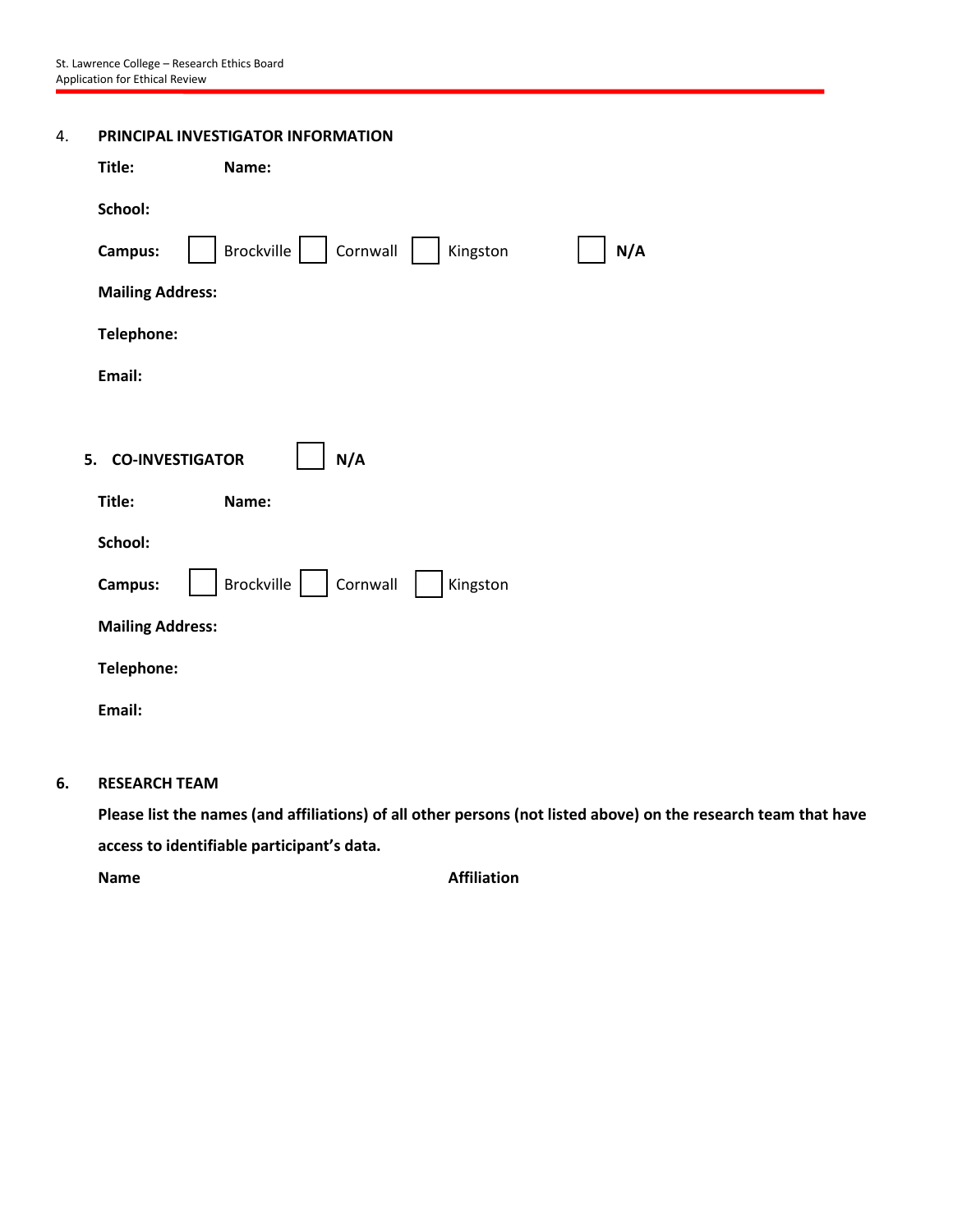4. **PRINCIPAL INVESTIGATOR INFORMATION**

**Title:** **Name:**

**School:**

**Campus:** ☐ Brockville ☐ Cornwall ☐ Kingston ☐ **N/A**

**Mailing Address:**

**Telephone:**

**Email:**

5. **CO-INVESTIGATOR** ☐ **N/A**

**Title:** **Name:**

**School:**

**Campus:** ☐ Brockville ☐ Cornwall ☐ Kingston

**Mailing Address:**

**Telephone:**

**Email:**

6. **RESEARCH TEAM**

**Please list the names (and affiliations) of all other persons (not listed above) on the research team that have access to identifiable participant's data.**

| **Name** | **Affiliation** |
|---|---|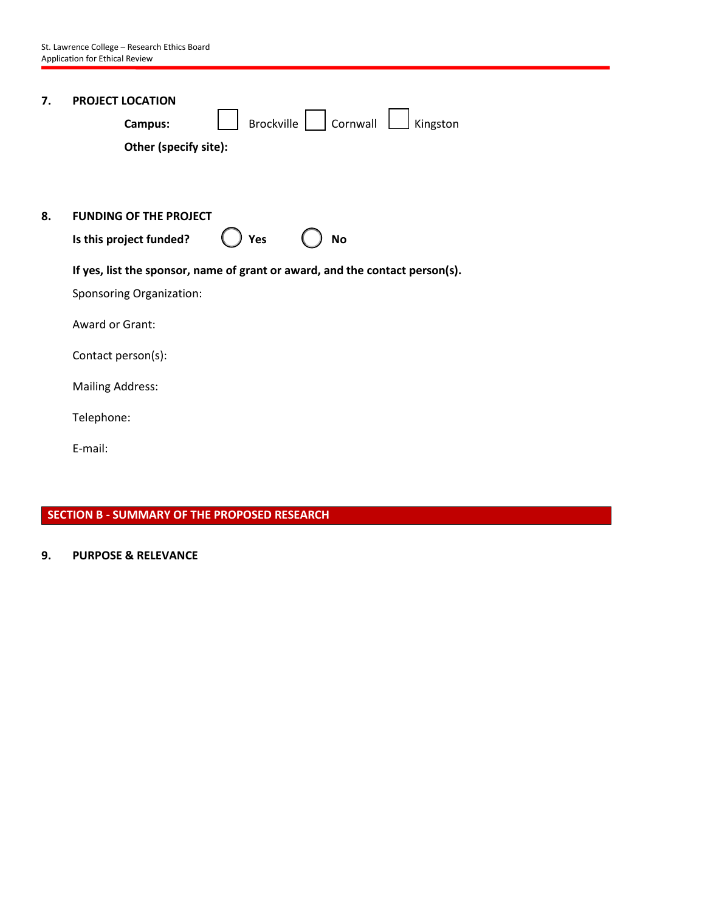**7. PROJECT LOCATION**

**Campus:** ☐ Brockville ☐ Cornwall ☐ Kingston

**Other (specify site):**

**8. FUNDING OF THE PROJECT**

**Is this project funded?** ○ **Yes** ○ **No**

**If yes, list the sponsor, name of grant or award, and the contact person(s).**

Sponsoring Organization:

Award or Grant:

Contact person(s):

Mailing Address:

Telephone:

E-mail:

## SECTION B - SUMMARY OF THE PROPOSED RESEARCH

**9. PURPOSE & RELEVANCE**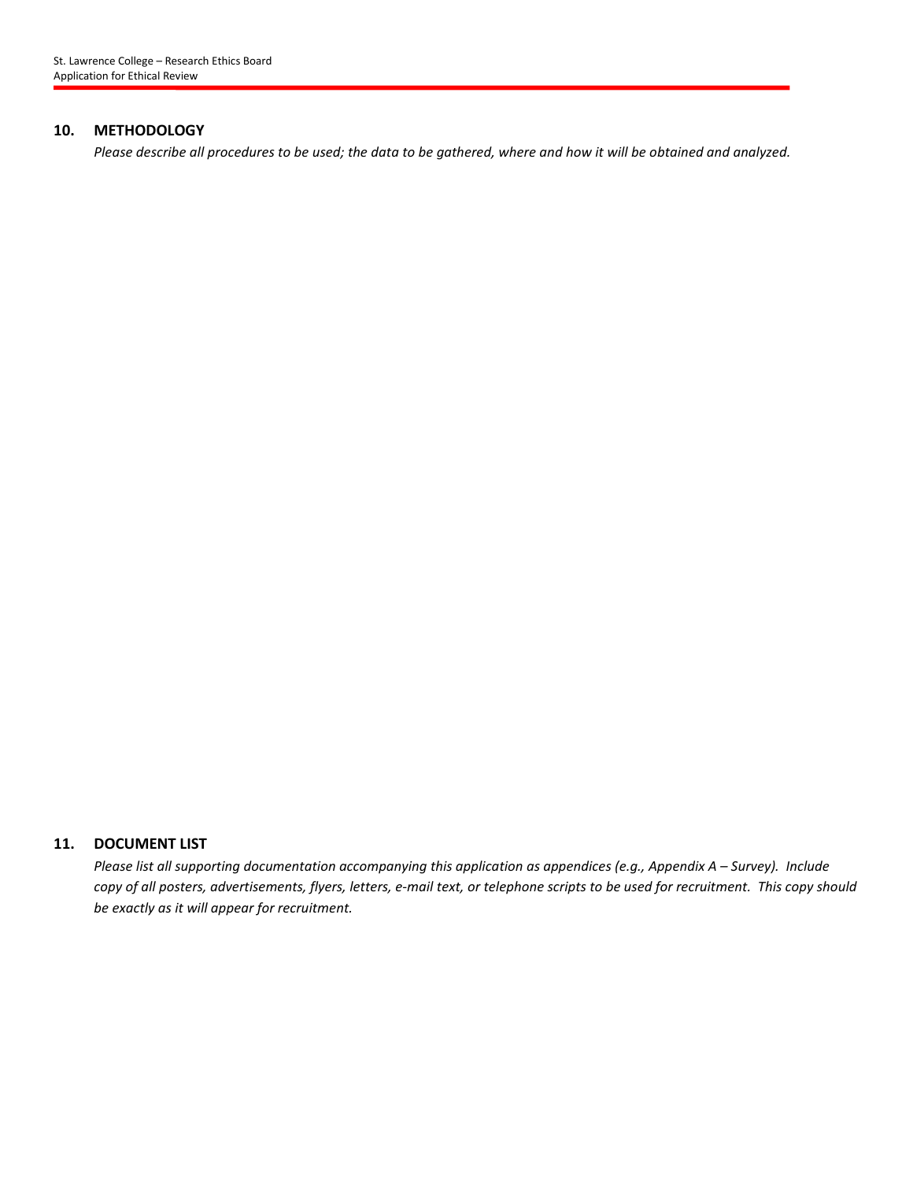## 10. METHODOLOGY

*Please describe all procedures to be used; the data to be gathered, where and how it will be obtained and analyzed.*

## 11. DOCUMENT LIST

*Please list all supporting documentation accompanying this application as appendices (e.g., Appendix A – Survey). Include copy of all posters, advertisements, flyers, letters, e-mail text, or telephone scripts to be used for recruitment. This copy should be exactly as it will appear for recruitment.*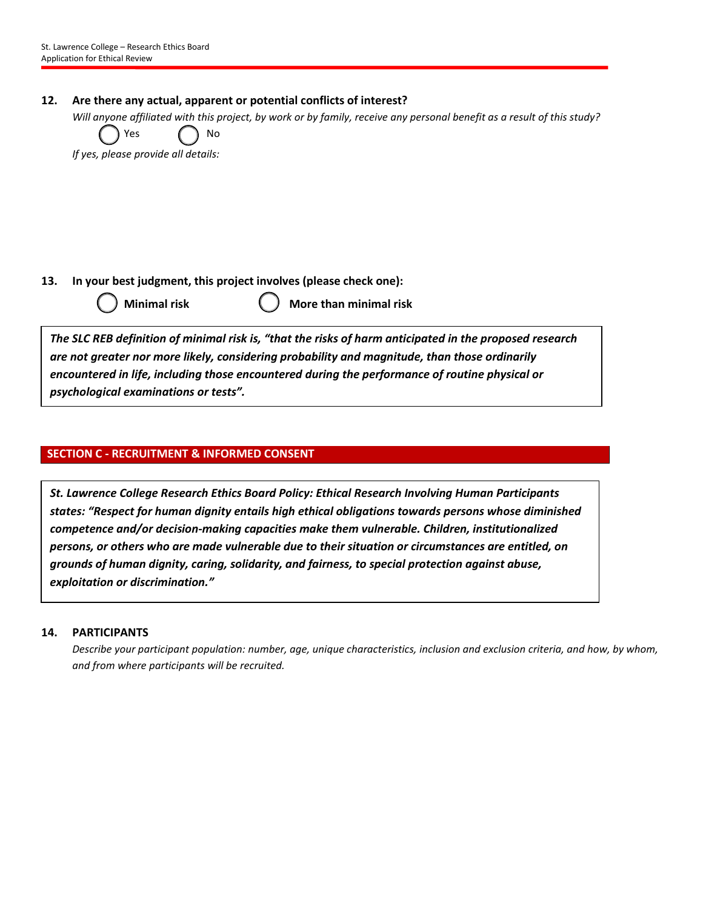**12. Are there any actual, apparent or potential conflicts of interest?**

*Will anyone affiliated with this project, by work or by family, receive any personal benefit as a result of this study?*

◯ Yes ◯ No

*If yes, please provide all details:*

**13. In your best judgment, this project involves (please check one):**

◯ **Minimal risk** ◯ **More than minimal risk**

> ***The SLC REB definition of minimal risk is, "that the risks of harm anticipated in the proposed research are not greater nor more likely, considering probability and magnitude, than those ordinarily encountered in life, including those encountered during the performance of routine physical or psychological examinations or tests".***

## SECTION C - RECRUITMENT & INFORMED CONSENT

> ***St. Lawrence College Research Ethics Board Policy: Ethical Research Involving Human Participants states: "Respect for human dignity entails high ethical obligations towards persons whose diminished competence and/or decision-making capacities make them vulnerable. Children, institutionalized persons, or others who are made vulnerable due to their situation or circumstances are entitled, on grounds of human dignity, caring, solidarity, and fairness, to special protection against abuse, exploitation or discrimination."***

**14. PARTICIPANTS**

*Describe your participant population: number, age, unique characteristics, inclusion and exclusion criteria, and how, by whom, and from where participants will be recruited.*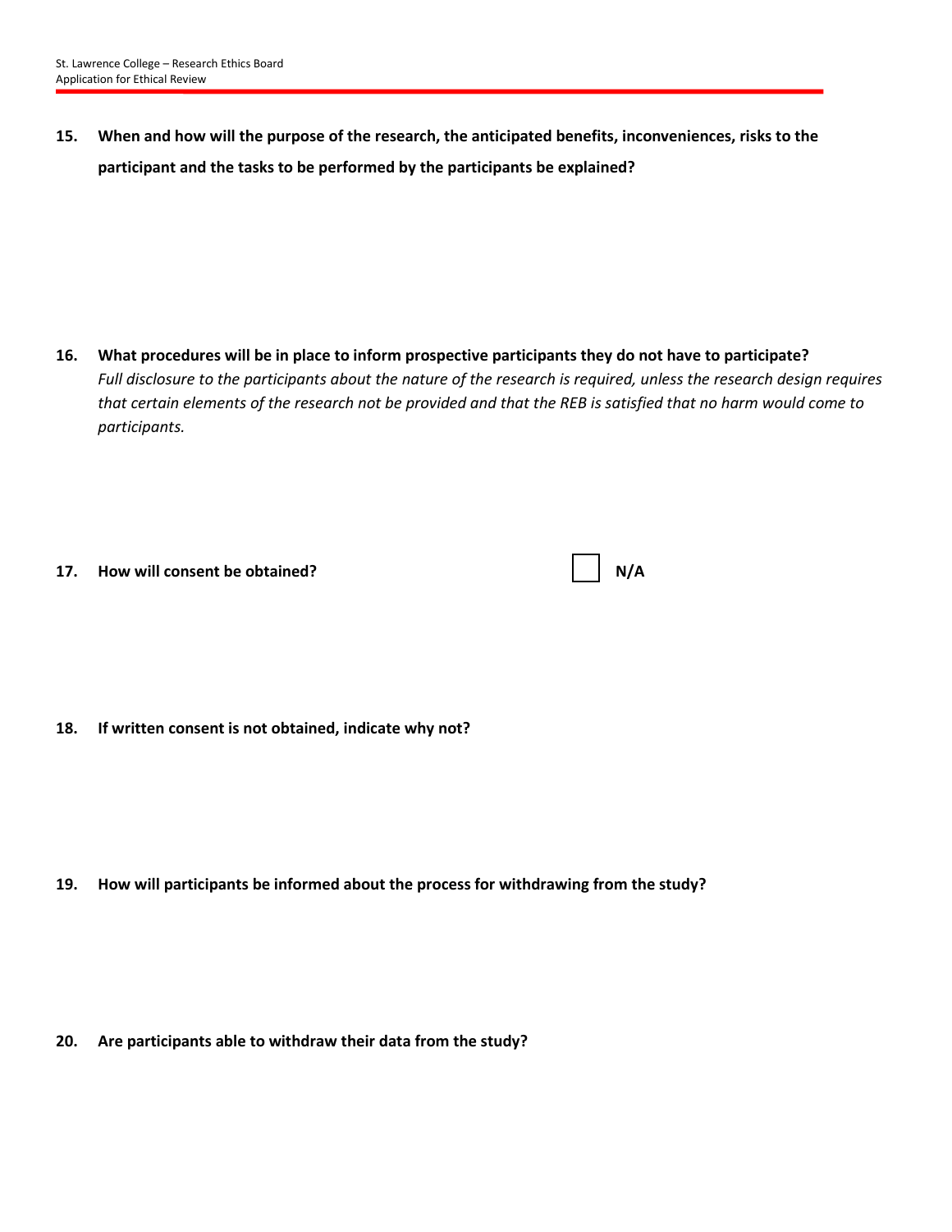**15. When and how will the purpose of the research, the anticipated benefits, inconveniences, risks to the participant and the tasks to be performed by the participants be explained?**

**16. What procedures will be in place to inform prospective participants they do not have to participate?**

*Full disclosure to the participants about the nature of the research is required, unless the research design requires that certain elements of the research not be provided and that the REB is satisfied that no harm would come to participants.*

**17. How will consent be obtained?** ☐ **N/A**

**18. If written consent is not obtained, indicate why not?**

**19. How will participants be informed about the process for withdrawing from the study?**

**20. Are participants able to withdraw their data from the study?**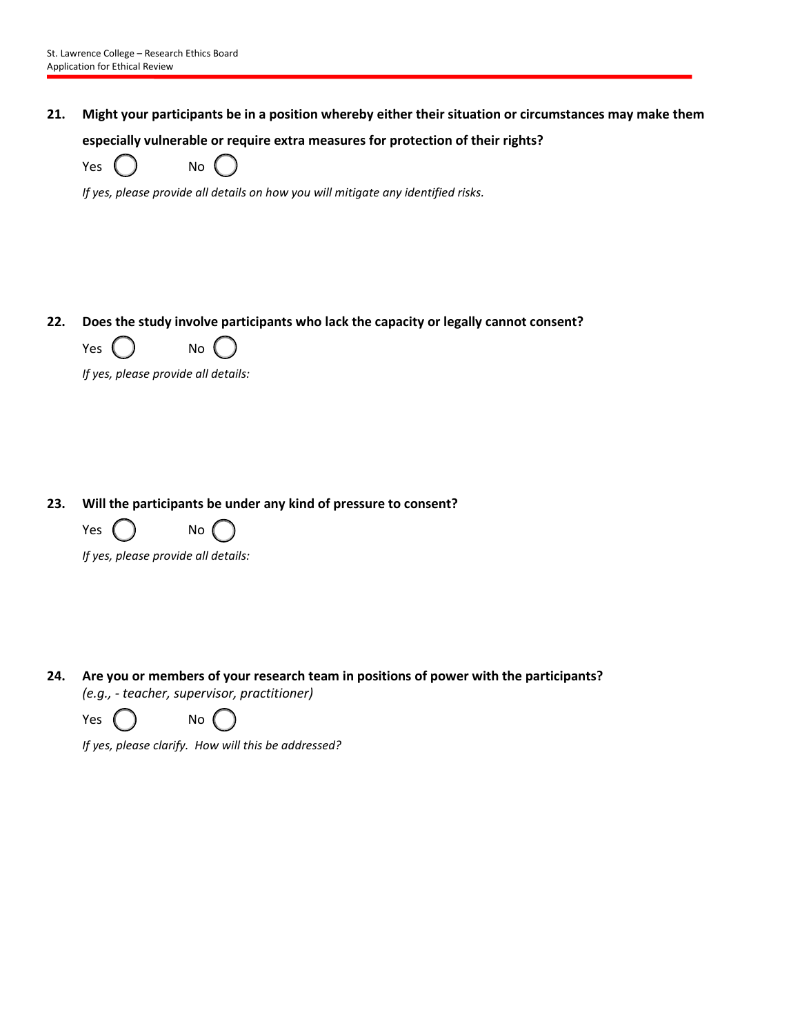**21. Might your participants be in a position whereby either their situation or circumstances may make them especially vulnerable or require extra measures for protection of their rights?**

Yes ( ) No ( )

*If yes, please provide all details on how you will mitigate any identified risks.*

**22. Does the study involve participants who lack the capacity or legally cannot consent?**

Yes ( ) No ( )

*If yes, please provide all details:*

**23. Will the participants be under any kind of pressure to consent?**

Yes ( ) No ( )

*If yes, please provide all details:*

**24. Are you or members of your research team in positions of power with the participants?**
*(e.g., - teacher, supervisor, practitioner)*

Yes ( ) No ( )

*If yes, please clarify. How will this be addressed?*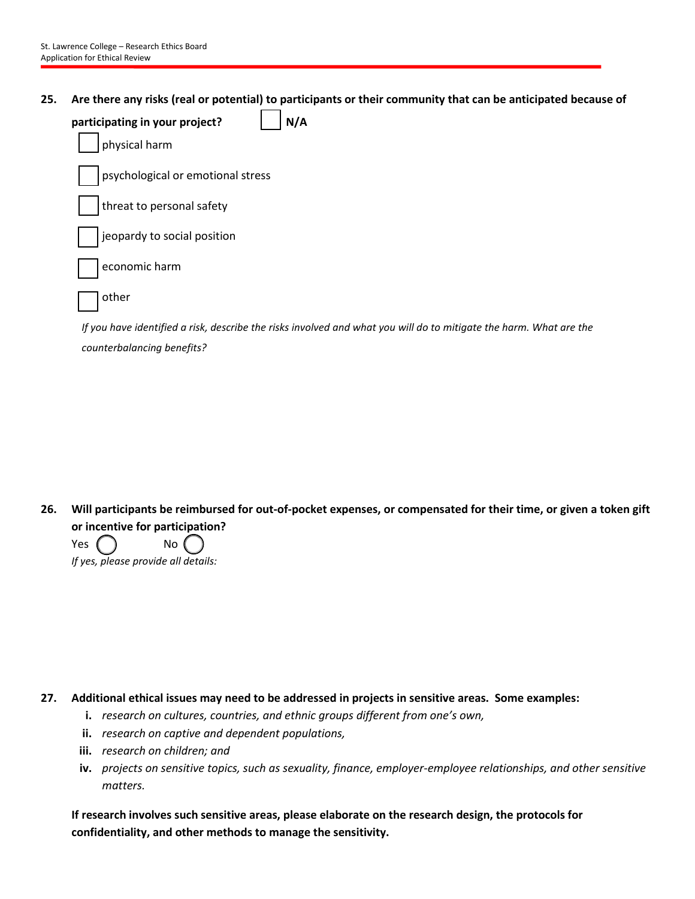**25. Are there any risks (real or potential) to participants or their community that can be anticipated because of participating in your project?** ☐ **N/A**

- ☐ physical harm
- ☐ psychological or emotional stress
- ☐ threat to personal safety
- ☐ jeopardy to social position
- ☐ economic harm
- ☐ other

*If you have identified a risk, describe the risks involved and what you will do to mitigate the harm. What are the counterbalancing benefits?*

**26. Will participants be reimbursed for out-of-pocket expenses, or compensated for their time, or given a token gift or incentive for participation?**

Yes ◯ No ◯

*If yes, please provide all details:*

**27. Additional ethical issues may need to be addressed in projects in sensitive areas. Some examples:**

- **i.** *research on cultures, countries, and ethnic groups different from one's own,*
- **ii.** *research on captive and dependent populations,*
- **iii.** *research on children; and*
- **iv.** *projects on sensitive topics, such as sexuality, finance, employer-employee relationships, and other sensitive matters.*

**If research involves such sensitive areas, please elaborate on the research design, the protocols for confidentiality, and other methods to manage the sensitivity.**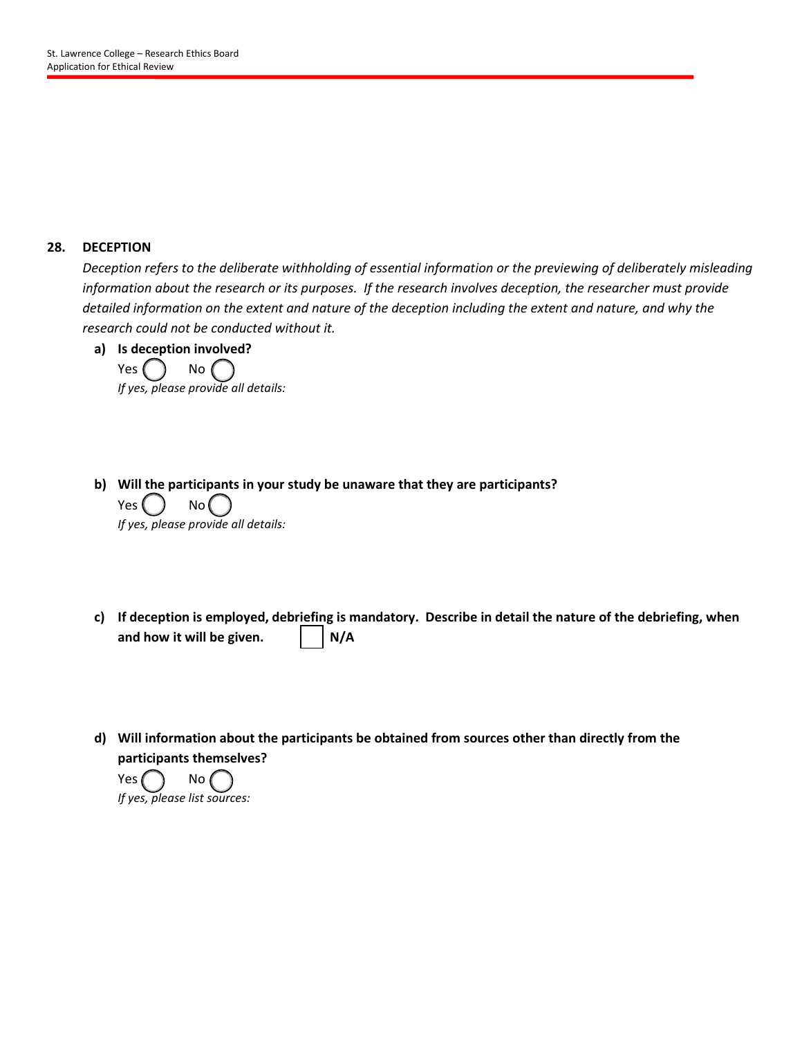## 28. DECEPTION

*Deception refers to the deliberate withholding of essential information or the previewing of deliberately misleading information about the research or its purposes. If the research involves deception, the researcher must provide detailed information on the extent and nature of the deception including the extent and nature, and why the research could not be conducted without it.*

**a) Is deception involved?**

Yes ◯ No ◯

*If yes, please provide all details:*

**b) Will the participants in your study be unaware that they are participants?**

Yes ◯ No ◯

*If yes, please provide all details:*

**c) If deception is employed, debriefing is mandatory. Describe in detail the nature of the debriefing, when and how it will be given.** ☐ **N/A**

**d) Will information about the participants be obtained from sources other than directly from the participants themselves?**

Yes ◯ No ◯

*If yes, please list sources:*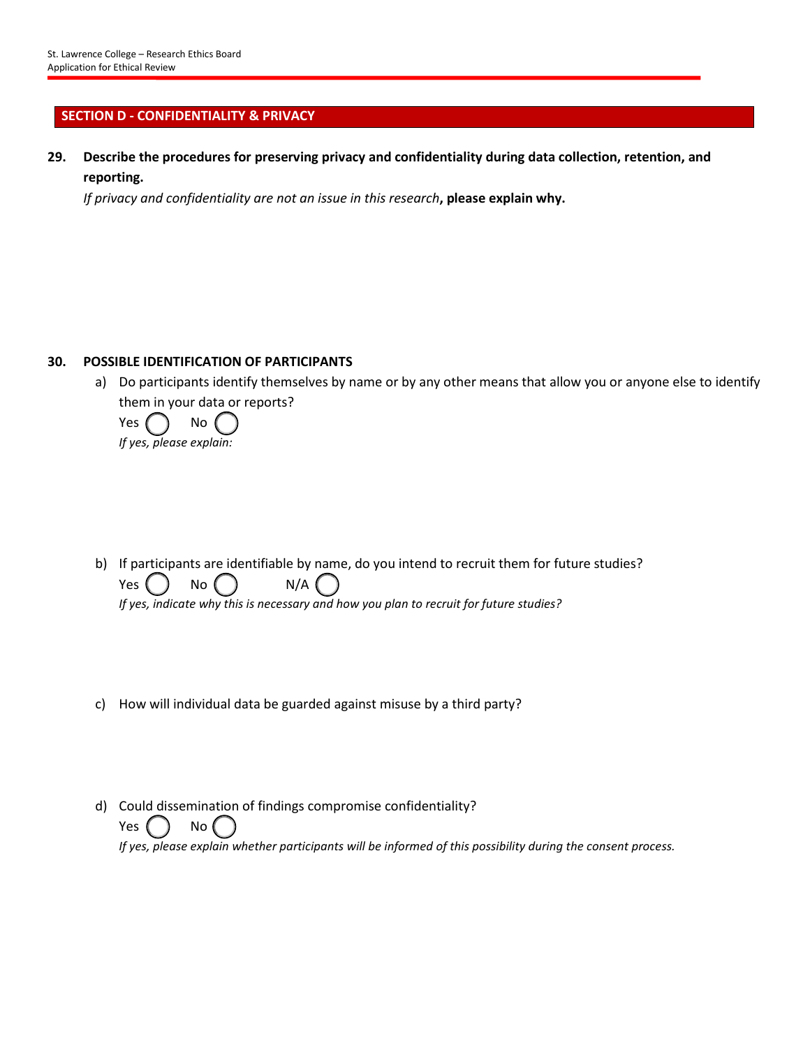## SECTION D - CONFIDENTIALITY & PRIVACY

**29. Describe the procedures for preserving privacy and confidentiality during data collection, retention, and reporting.**

*If privacy and confidentiality are not an issue in this research*, **please explain why.**

**30. POSSIBLE IDENTIFICATION OF PARTICIPANTS**

a) Do participants identify themselves by name or by any other means that allow you or anyone else to identify them in your data or reports?

Yes ◯ No ◯

*If yes, please explain:*

b) If participants are identifiable by name, do you intend to recruit them for future studies?

Yes ◯ No ◯ N/A ◯

*If yes, indicate why this is necessary and how you plan to recruit for future studies?*

c) How will individual data be guarded against misuse by a third party?

d) Could dissemination of findings compromise confidentiality?

Yes ◯ No ◯

*If yes, please explain whether participants will be informed of this possibility during the consent process.*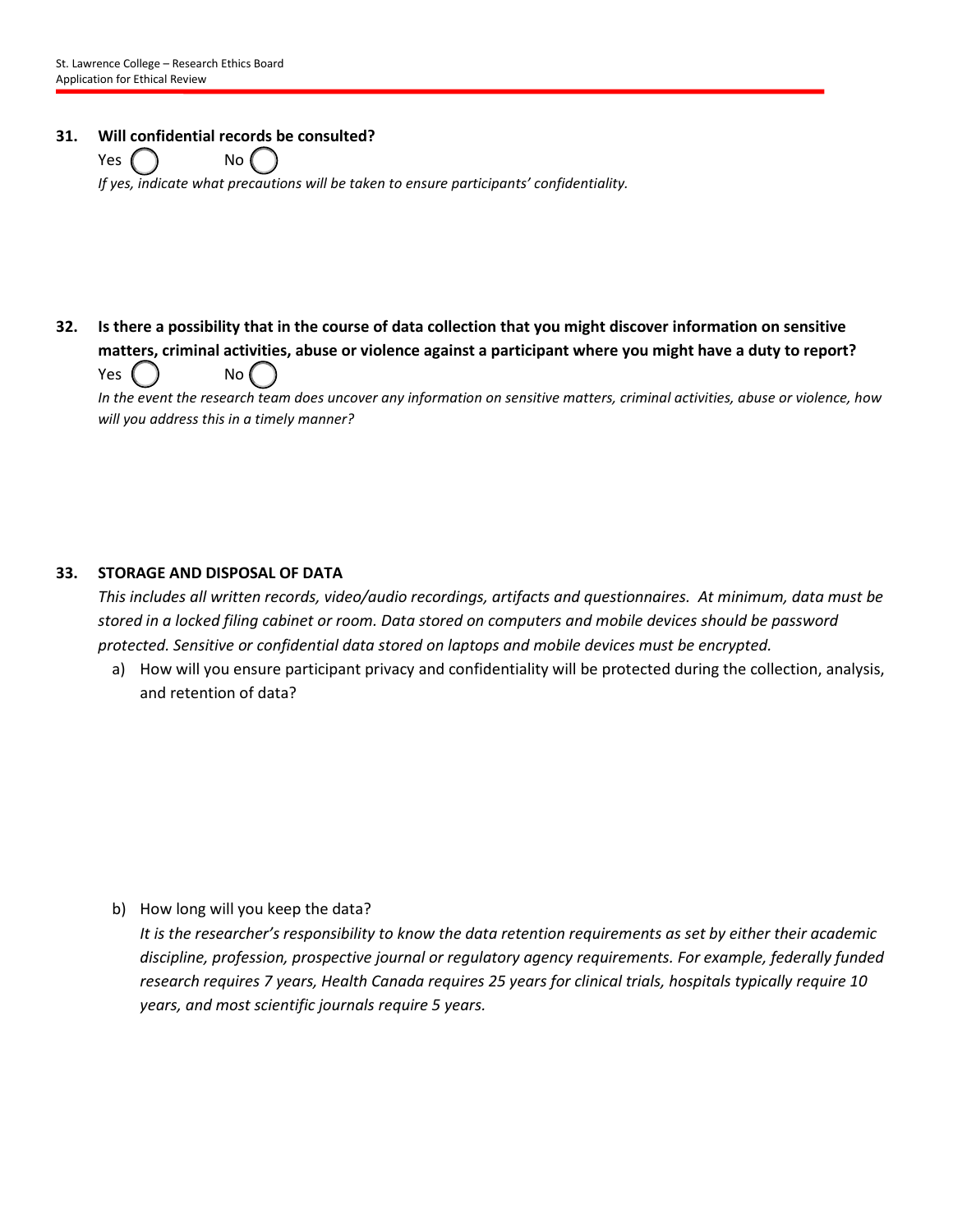**31. Will confidential records be consulted?**

Yes ◯ No ◯

*If yes, indicate what precautions will be taken to ensure participants' confidentiality.*

**32. Is there a possibility that in the course of data collection that you might discover information on sensitive matters, criminal activities, abuse or violence against a participant where you might have a duty to report?**

Yes ◯ No ◯

*In the event the research team does uncover any information on sensitive matters, criminal activities, abuse or violence, how will you address this in a timely manner?*

**33. STORAGE AND DISPOSAL OF DATA**

*This includes all written records, video/audio recordings, artifacts and questionnaires. At minimum, data must be stored in a locked filing cabinet or room. Data stored on computers and mobile devices should be password protected. Sensitive or confidential data stored on laptops and mobile devices must be encrypted.*

a) How will you ensure participant privacy and confidentiality will be protected during the collection, analysis, and retention of data?

b) How long will you keep the data?

*It is the researcher's responsibility to know the data retention requirements as set by either their academic discipline, profession, prospective journal or regulatory agency requirements. For example, federally funded research requires 7 years, Health Canada requires 25 years for clinical trials, hospitals typically require 10 years, and most scientific journals require 5 years.*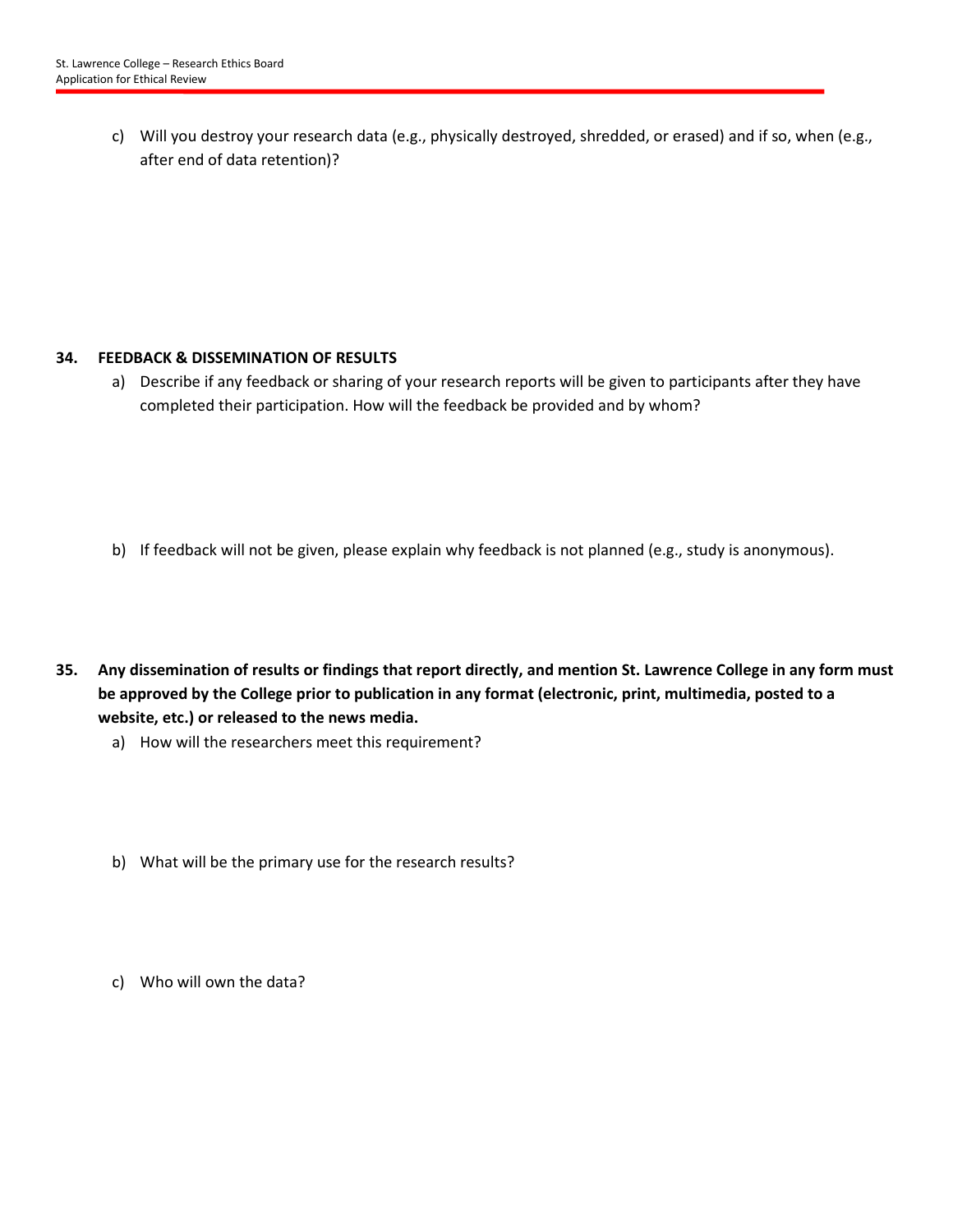c) Will you destroy your research data (e.g., physically destroyed, shredded, or erased) and if so, when (e.g., after end of data retention)?

**34. FEEDBACK & DISSEMINATION OF RESULTS**

a) Describe if any feedback or sharing of your research reports will be given to participants after they have completed their participation. How will the feedback be provided and by whom?

b) If feedback will not be given, please explain why feedback is not planned (e.g., study is anonymous).

**35. Any dissemination of results or findings that report directly, and mention St. Lawrence College in any form must be approved by the College prior to publication in any format (electronic, print, multimedia, posted to a website, etc.) or released to the news media.**

a) How will the researchers meet this requirement?

b) What will be the primary use for the research results?

c) Who will own the data?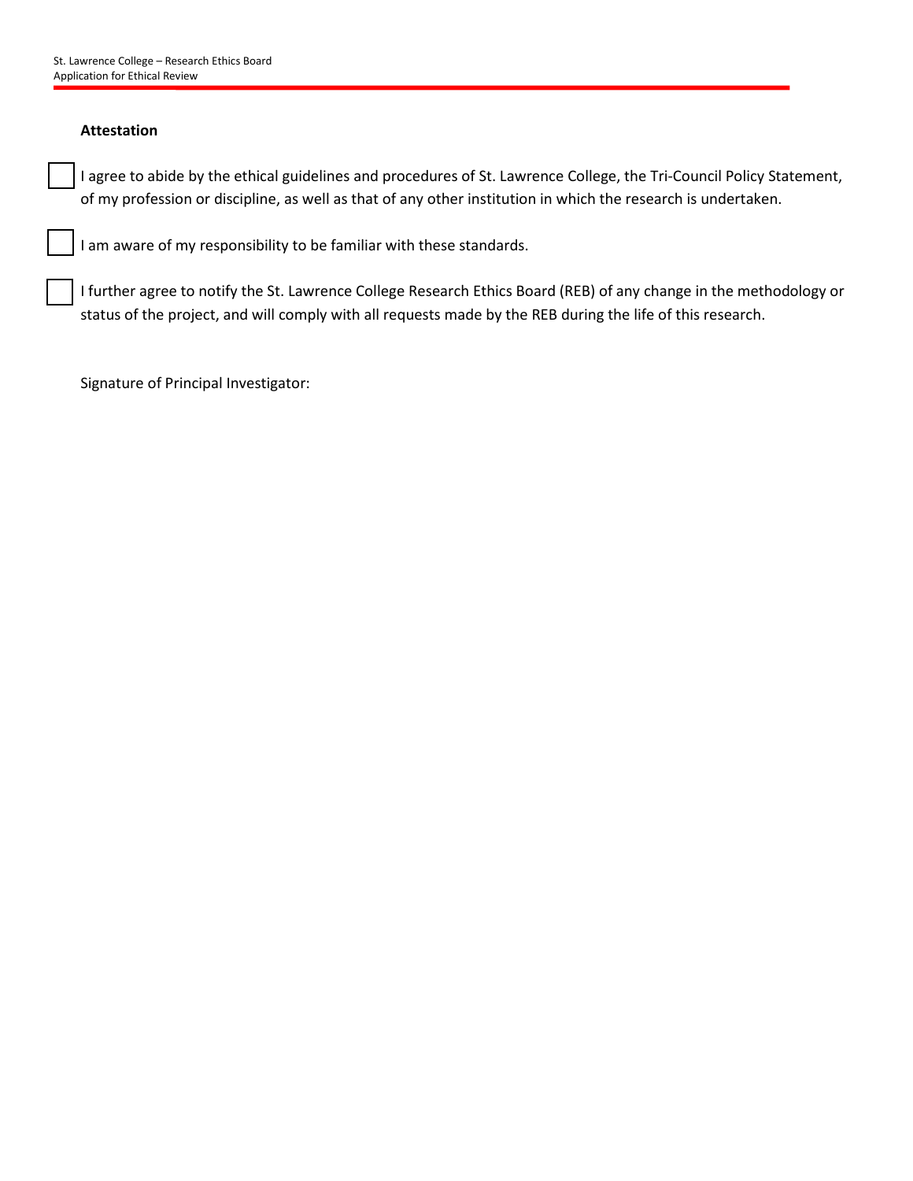**Attestation**

- [ ] I agree to abide by the ethical guidelines and procedures of St. Lawrence College, the Tri-Council Policy Statement, of my profession or discipline, as well as that of any other institution in which the research is undertaken.

- [ ] I am aware of my responsibility to be familiar with these standards.

- [ ] I further agree to notify the St. Lawrence College Research Ethics Board (REB) of any change in the methodology or status of the project, and will comply with all requests made by the REB during the life of this research.

Signature of Principal Investigator: